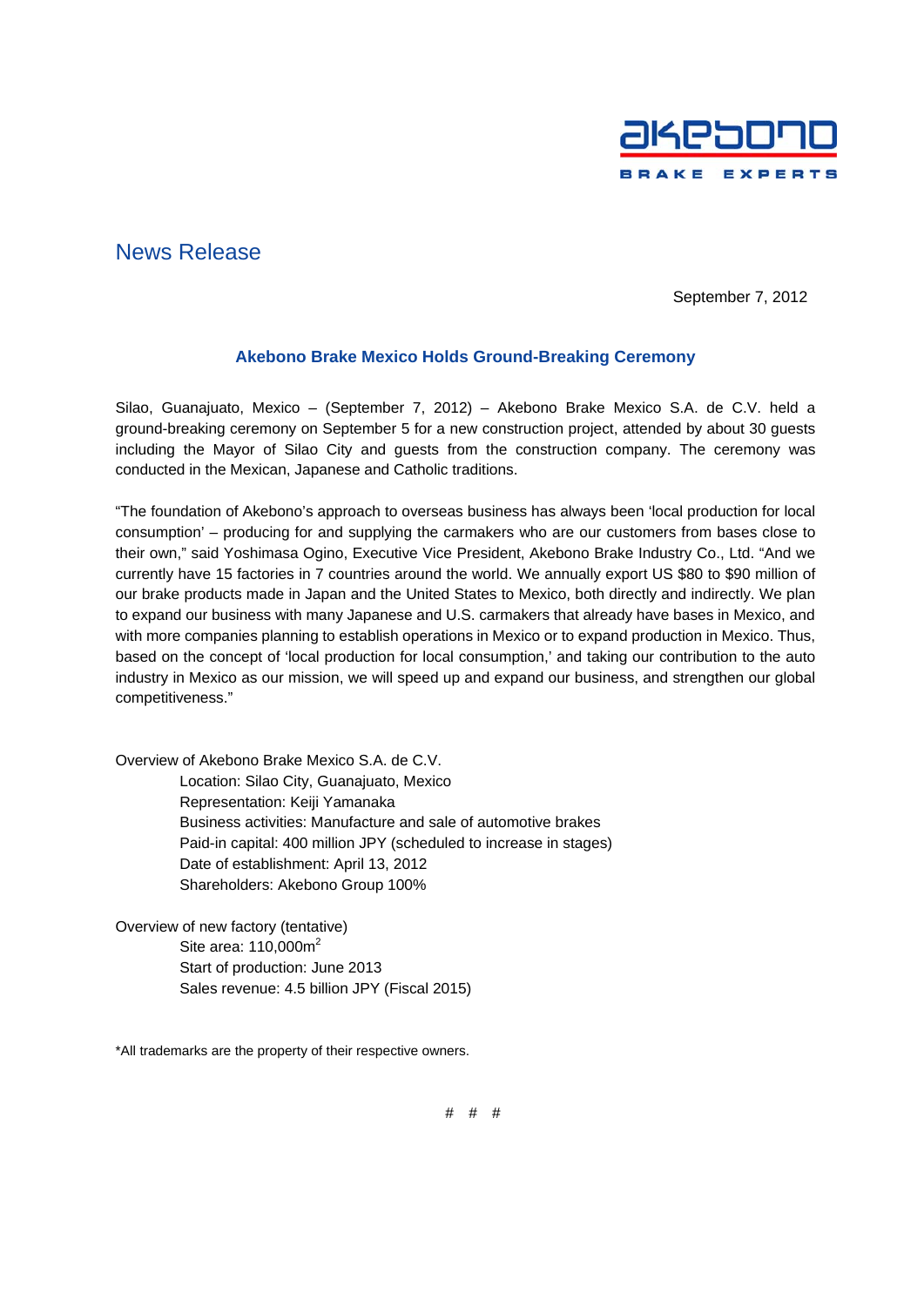akebono

BRAKE EXPERTS

# News Release

September 7, 2012

## Akebono Brake Mexico Holds Ground-Breaking Ceremony

Silao, Guanajuato, Mexico – (September 7, 2012) – Akebono Brake Mexico S.A. de C.V. held a ground-breaking ceremony on September 5 for a new construction project, attended by about 30 guests including the Mayor of Silao City and guests from the construction company. The ceremony was conducted in the Mexican, Japanese and Catholic traditions.

"The foundation of Akebono's approach to overseas business has always been 'local production for local consumption' – producing for and supplying the carmakers who are our customers from bases close to their own," said Yoshimasa Ogino, Executive Vice President, Akebono Brake Industry Co., Ltd. "And we currently have 15 factories in 7 countries around the world. We annually export US $80 to $90 million of our brake products made in Japan and the United States to Mexico, both directly and indirectly. We plan to expand our business with many Japanese and U.S. carmakers that already have bases in Mexico, and with more companies planning to establish operations in Mexico or to expand production in Mexico. Thus, based on the concept of 'local production for local consumption,' and taking our contribution to the auto industry in Mexico as our mission, we will speed up and expand our business, and strengthen our global competitiveness."

Overview of Akebono Brake Mexico S.A. de C.V.

- Location: Silao City, Guanajuato, Mexico
- Representation: Keiji Yamanaka
- Business activities: Manufacture and sale of automotive brakes
- Paid-in capital: 400 million JPY (scheduled to increase in stages)
- Date of establishment: April 13, 2012
- Shareholders: Akebono Group 100%

Overview of new factory (tentative)

- Site area: 110,000m$^2$
- Start of production: June 2013
- Sales revenue: 4.5 billion JPY (Fiscal 2015)

*All trademarks are the property of their respective owners.

# # #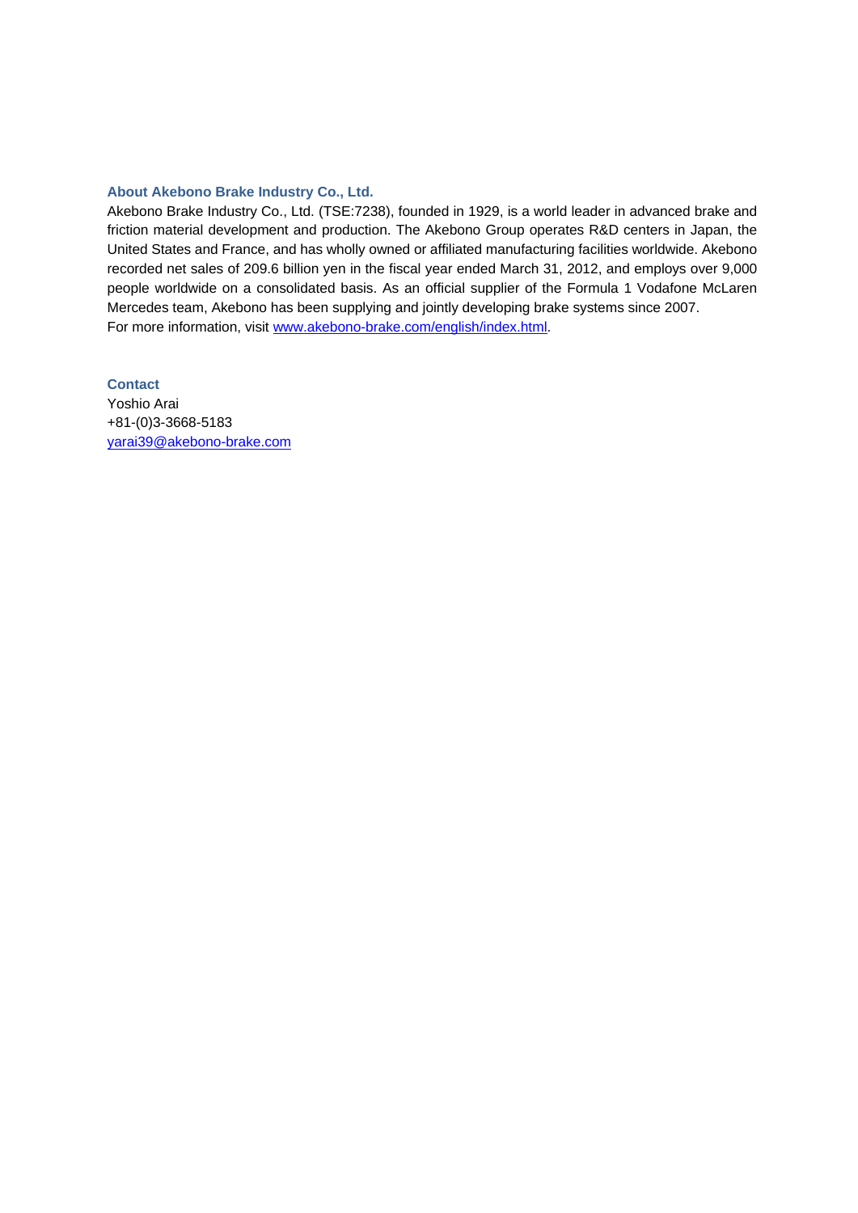**About Akebono Brake Industry Co., Ltd.**

Akebono Brake Industry Co., Ltd. (TSE:7238), founded in 1929, is a world leader in advanced brake and friction material development and production. The Akebono Group operates R&D centers in Japan, the United States and France, and has wholly owned or affiliated manufacturing facilities worldwide. Akebono recorded net sales of 209.6 billion yen in the fiscal year ended March 31, 2012, and employs over 9,000 people worldwide on a consolidated basis. As an official supplier of the Formula 1 Vodafone McLaren Mercedes team, Akebono has been supplying and jointly developing brake systems since 2007.
For more information, visit [www.akebono-brake.com/english/index.html](www.akebono-brake.com/english/index.html).

**Contact**

Yoshio Arai
+81-(0)3-3668-5183
[yarai39@akebono-brake.com](mailto:yarai39@akebono-brake.com)